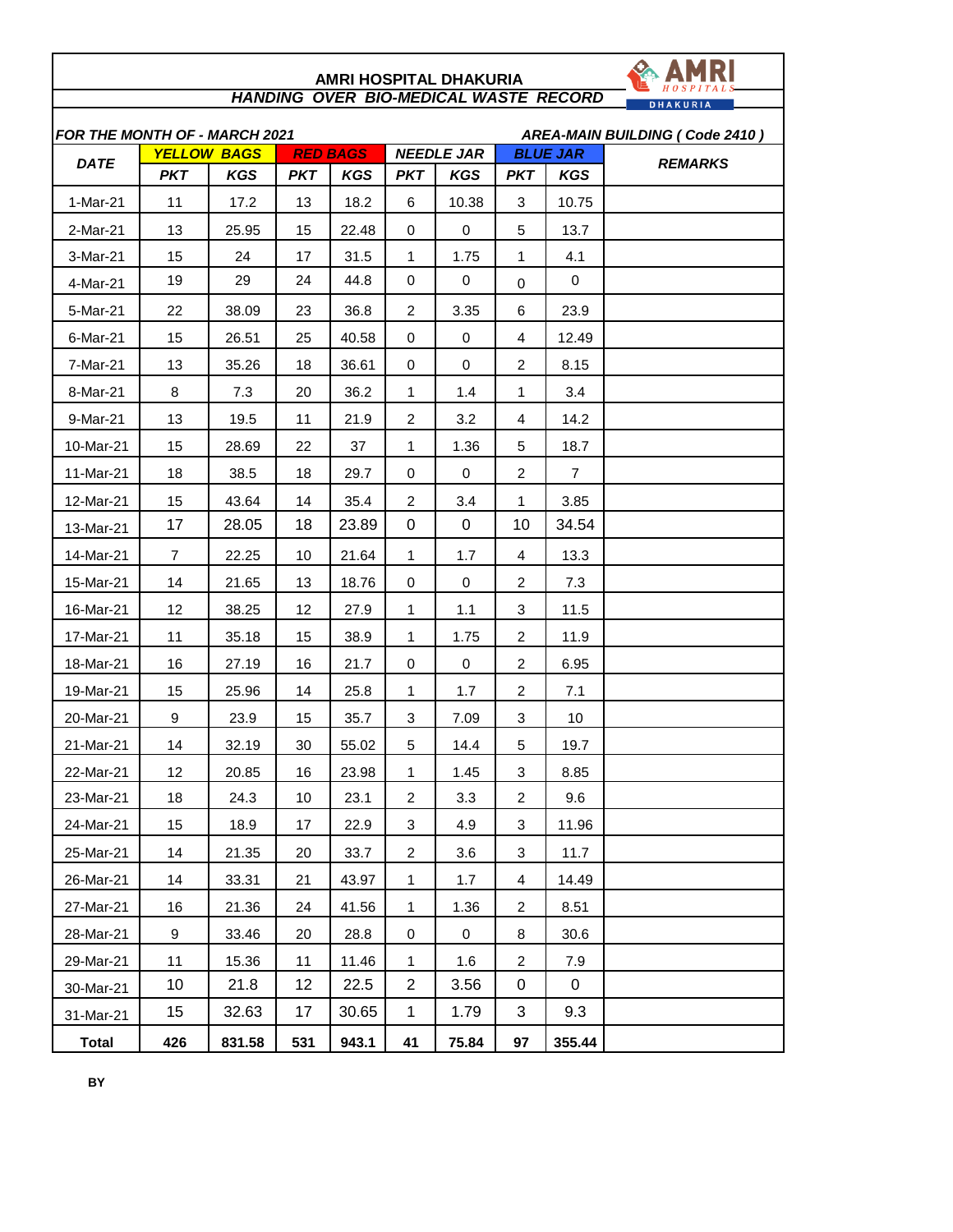# AMRI HOSPITAL DHAKURIA

## *HANDING OVER BIO-MEDICAL WASTE RECORD*

AMRI HOSPITALS DHAKURIA

***FOR THE MONTH OF - MARCH 2021*** ***AREA-MAIN BUILDING ( Code 2410 )***

| DATE | YELLOW BAGS | | RED BAGS | | NEEDLE JAR | | BLUE JAR | | REMARKS |
|---|---|---|---|---|---|---|---|---|---|
| | PKT | KGS | PKT | KGS | PKT | KGS | PKT | KGS | |
| 1-Mar-21 | 11 | 17.2 | 13 | 18.2 | 6 | 10.38 | 3 | 10.75 | |
| 2-Mar-21 | 13 | 25.95 | 15 | 22.48 | 0 | 0 | 5 | 13.7 | |
| 3-Mar-21 | 15 | 24 | 17 | 31.5 | 1 | 1.75 | 1 | 4.1 | |
| 4-Mar-21 | 19 | 29 | 24 | 44.8 | 0 | 0 | 0 | 0 | |
| 5-Mar-21 | 22 | 38.09 | 23 | 36.8 | 2 | 3.35 | 6 | 23.9 | |
| 6-Mar-21 | 15 | 26.51 | 25 | 40.58 | 0 | 0 | 4 | 12.49 | |
| 7-Mar-21 | 13 | 35.26 | 18 | 36.61 | 0 | 0 | 2 | 8.15 | |
| 8-Mar-21 | 8 | 7.3 | 20 | 36.2 | 1 | 1.4 | 1 | 3.4 | |
| 9-Mar-21 | 13 | 19.5 | 11 | 21.9 | 2 | 3.2 | 4 | 14.2 | |
| 10-Mar-21 | 15 | 28.69 | 22 | 37 | 1 | 1.36 | 5 | 18.7 | |
| 11-Mar-21 | 18 | 38.5 | 18 | 29.7 | 0 | 0 | 2 | 7 | |
| 12-Mar-21 | 15 | 43.64 | 14 | 35.4 | 2 | 3.4 | 1 | 3.85 | |
| 13-Mar-21 | 17 | 28.05 | 18 | 23.89 | 0 | 0 | 10 | 34.54 | |
| 14-Mar-21 | 7 | 22.25 | 10 | 21.64 | 1 | 1.7 | 4 | 13.3 | |
| 15-Mar-21 | 14 | 21.65 | 13 | 18.76 | 0 | 0 | 2 | 7.3 | |
| 16-Mar-21 | 12 | 38.25 | 12 | 27.9 | 1 | 1.1 | 3 | 11.5 | |
| 17-Mar-21 | 11 | 35.18 | 15 | 38.9 | 1 | 1.75 | 2 | 11.9 | |
| 18-Mar-21 | 16 | 27.19 | 16 | 21.7 | 0 | 0 | 2 | 6.95 | |
| 19-Mar-21 | 15 | 25.96 | 14 | 25.8 | 1 | 1.7 | 2 | 7.1 | |
| 20-Mar-21 | 9 | 23.9 | 15 | 35.7 | 3 | 7.09 | 3 | 10 | |
| 21-Mar-21 | 14 | 32.19 | 30 | 55.02 | 5 | 14.4 | 5 | 19.7 | |
| 22-Mar-21 | 12 | 20.85 | 16 | 23.98 | 1 | 1.45 | 3 | 8.85 | |
| 23-Mar-21 | 18 | 24.3 | 10 | 23.1 | 2 | 3.3 | 2 | 9.6 | |
| 24-Mar-21 | 15 | 18.9 | 17 | 22.9 | 3 | 4.9 | 3 | 11.96 | |
| 25-Mar-21 | 14 | 21.35 | 20 | 33.7 | 2 | 3.6 | 3 | 11.7 | |
| 26-Mar-21 | 14 | 33.31 | 21 | 43.97 | 1 | 1.7 | 4 | 14.49 | |
| 27-Mar-21 | 16 | 21.36 | 24 | 41.56 | 1 | 1.36 | 2 | 8.51 | |
| 28-Mar-21 | 9 | 33.46 | 20 | 28.8 | 0 | 0 | 8 | 30.6 | |
| 29-Mar-21 | 11 | 15.36 | 11 | 11.46 | 1 | 1.6 | 2 | 7.9 | |
| 30-Mar-21 | 10 | 21.8 | 12 | 22.5 | 2 | 3.56 | 0 | 0 | |
| 31-Mar-21 | 15 | 32.63 | 17 | 30.65 | 1 | 1.79 | 3 | 9.3 | |
| **Total** | **426** | **831.58** | **531** | **943.1** | **41** | **75.84** | **97** | **355.44** | |

**BY**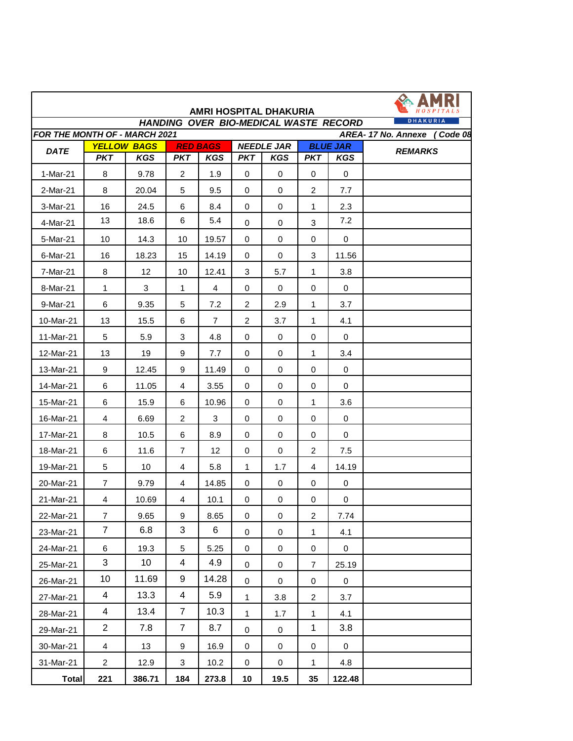# AMRI HOSPITAL DHAKURIA

## HANDING OVER BIO-MEDICAL WASTE RECORD

**FOR THE MONTH OF - MARCH 2021** **AREA- 17 No. Annexe ( Code 08**

| DATE | YELLOW BAGS | | RED BAGS | | NEEDLE JAR | | BLUE JAR | | REMARKS |
|---|---|---|---|---|---|---|---|---|---|
| | PKT | KGS | PKT | KGS | PKT | KGS | PKT | KGS | |
| 1-Mar-21 | 8 | 9.78 | 2 | 1.9 | 0 | 0 | 0 | 0 | |
| 2-Mar-21 | 8 | 20.04 | 5 | 9.5 | 0 | 0 | 2 | 7.7 | |
| 3-Mar-21 | 16 | 24.5 | 6 | 8.4 | 0 | 0 | 1 | 2.3 | |
| 4-Mar-21 | 13 | 18.6 | 6 | 5.4 | 0 | 0 | 3 | 7.2 | |
| 5-Mar-21 | 10 | 14.3 | 10 | 19.57 | 0 | 0 | 0 | 0 | |
| 6-Mar-21 | 16 | 18.23 | 15 | 14.19 | 0 | 0 | 3 | 11.56 | |
| 7-Mar-21 | 8 | 12 | 10 | 12.41 | 3 | 5.7 | 1 | 3.8 | |
| 8-Mar-21 | 1 | 3 | 1 | 4 | 0 | 0 | 0 | 0 | |
| 9-Mar-21 | 6 | 9.35 | 5 | 7.2 | 2 | 2.9 | 1 | 3.7 | |
| 10-Mar-21 | 13 | 15.5 | 6 | 7 | 2 | 3.7 | 1 | 4.1 | |
| 11-Mar-21 | 5 | 5.9 | 3 | 4.8 | 0 | 0 | 0 | 0 | |
| 12-Mar-21 | 13 | 19 | 9 | 7.7 | 0 | 0 | 1 | 3.4 | |
| 13-Mar-21 | 9 | 12.45 | 9 | 11.49 | 0 | 0 | 0 | 0 | |
| 14-Mar-21 | 6 | 11.05 | 4 | 3.55 | 0 | 0 | 0 | 0 | |
| 15-Mar-21 | 6 | 15.9 | 6 | 10.96 | 0 | 0 | 1 | 3.6 | |
| 16-Mar-21 | 4 | 6.69 | 2 | 3 | 0 | 0 | 0 | 0 | |
| 17-Mar-21 | 8 | 10.5 | 6 | 8.9 | 0 | 0 | 0 | 0 | |
| 18-Mar-21 | 6 | 11.6 | 7 | 12 | 0 | 0 | 2 | 7.5 | |
| 19-Mar-21 | 5 | 10 | 4 | 5.8 | 1 | 1.7 | 4 | 14.19 | |
| 20-Mar-21 | 7 | 9.79 | 4 | 14.85 | 0 | 0 | 0 | 0 | |
| 21-Mar-21 | 4 | 10.69 | 4 | 10.1 | 0 | 0 | 0 | 0 | |
| 22-Mar-21 | 7 | 9.65 | 9 | 8.65 | 0 | 0 | 2 | 7.74 | |
| 23-Mar-21 | 7 | 6.8 | 3 | 6 | 0 | 0 | 1 | 4.1 | |
| 24-Mar-21 | 6 | 19.3 | 5 | 5.25 | 0 | 0 | 0 | 0 | |
| 25-Mar-21 | 3 | 10 | 4 | 4.9 | 0 | 0 | 7 | 25.19 | |
| 26-Mar-21 | 10 | 11.69 | 9 | 14.28 | 0 | 0 | 0 | 0 | |
| 27-Mar-21 | 4 | 13.3 | 4 | 5.9 | 1 | 3.8 | 2 | 3.7 | |
| 28-Mar-21 | 4 | 13.4 | 7 | 10.3 | 1 | 1.7 | 1 | 4.1 | |
| 29-Mar-21 | 2 | 7.8 | 7 | 8.7 | 0 | 0 | 1 | 3.8 | |
| 30-Mar-21 | 4 | 13 | 9 | 16.9 | 0 | 0 | 0 | 0 | |
| 31-Mar-21 | 2 | 12.9 | 3 | 10.2 | 0 | 0 | 1 | 4.8 | |
| **Total** | **221** | **386.71** | **184** | **273.8** | **10** | **19.5** | **35** | **122.48** | |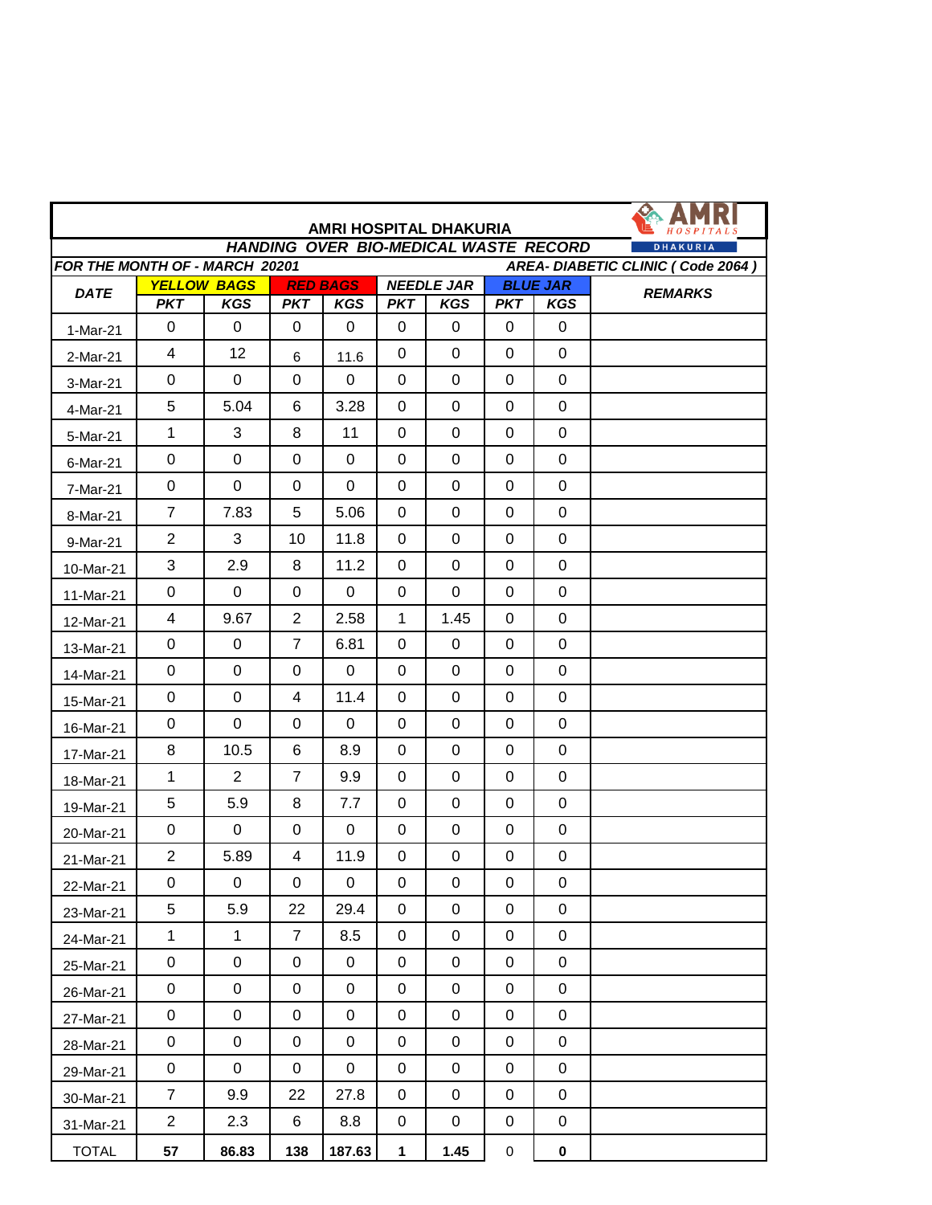# AMRI HOSPITAL DHAKURIA

## *HANDING OVER BIO-MEDICAL WASTE RECORD*

***FOR THE MONTH OF - MARCH 20201*** ***AREA- DIABETIC CLINIC ( Code 2064 )***

| DATE | YELLOW BAGS | | RED BAGS | | NEEDLE JAR | | BLUE JAR | | REMARKS |
|---|---|---|---|---|---|---|---|---|---|
| | PKT | KGS | PKT | KGS | PKT | KGS | PKT | KGS | |
| 1-Mar-21 | 0 | 0 | 0 | 0 | 0 | 0 | 0 | 0 | |
| 2-Mar-21 | 4 | 12 | 6 | 11.6 | 0 | 0 | 0 | 0 | |
| 3-Mar-21 | 0 | 0 | 0 | 0 | 0 | 0 | 0 | 0 | |
| 4-Mar-21 | 5 | 5.04 | 6 | 3.28 | 0 | 0 | 0 | 0 | |
| 5-Mar-21 | 1 | 3 | 8 | 11 | 0 | 0 | 0 | 0 | |
| 6-Mar-21 | 0 | 0 | 0 | 0 | 0 | 0 | 0 | 0 | |
| 7-Mar-21 | 0 | 0 | 0 | 0 | 0 | 0 | 0 | 0 | |
| 8-Mar-21 | 7 | 7.83 | 5 | 5.06 | 0 | 0 | 0 | 0 | |
| 9-Mar-21 | 2 | 3 | 10 | 11.8 | 0 | 0 | 0 | 0 | |
| 10-Mar-21 | 3 | 2.9 | 8 | 11.2 | 0 | 0 | 0 | 0 | |
| 11-Mar-21 | 0 | 0 | 0 | 0 | 0 | 0 | 0 | 0 | |
| 12-Mar-21 | 4 | 9.67 | 2 | 2.58 | 1 | 1.45 | 0 | 0 | |
| 13-Mar-21 | 0 | 0 | 7 | 6.81 | 0 | 0 | 0 | 0 | |
| 14-Mar-21 | 0 | 0 | 0 | 0 | 0 | 0 | 0 | 0 | |
| 15-Mar-21 | 0 | 0 | 4 | 11.4 | 0 | 0 | 0 | 0 | |
| 16-Mar-21 | 0 | 0 | 0 | 0 | 0 | 0 | 0 | 0 | |
| 17-Mar-21 | 8 | 10.5 | 6 | 8.9 | 0 | 0 | 0 | 0 | |
| 18-Mar-21 | 1 | 2 | 7 | 9.9 | 0 | 0 | 0 | 0 | |
| 19-Mar-21 | 5 | 5.9 | 8 | 7.7 | 0 | 0 | 0 | 0 | |
| 20-Mar-21 | 0 | 0 | 0 | 0 | 0 | 0 | 0 | 0 | |
| 21-Mar-21 | 2 | 5.89 | 4 | 11.9 | 0 | 0 | 0 | 0 | |
| 22-Mar-21 | 0 | 0 | 0 | 0 | 0 | 0 | 0 | 0 | |
| 23-Mar-21 | 5 | 5.9 | 22 | 29.4 | 0 | 0 | 0 | 0 | |
| 24-Mar-21 | 1 | 1 | 7 | 8.5 | 0 | 0 | 0 | 0 | |
| 25-Mar-21 | 0 | 0 | 0 | 0 | 0 | 0 | 0 | 0 | |
| 26-Mar-21 | 0 | 0 | 0 | 0 | 0 | 0 | 0 | 0 | |
| 27-Mar-21 | 0 | 0 | 0 | 0 | 0 | 0 | 0 | 0 | |
| 28-Mar-21 | 0 | 0 | 0 | 0 | 0 | 0 | 0 | 0 | |
| 29-Mar-21 | 0 | 0 | 0 | 0 | 0 | 0 | 0 | 0 | |
| 30-Mar-21 | 7 | 9.9 | 22 | 27.8 | 0 | 0 | 0 | 0 | |
| 31-Mar-21 | 2 | 2.3 | 6 | 8.8 | 0 | 0 | 0 | 0 | |
| TOTAL | **57** | **86.83** | **138** | **187.63** | **1** | **1.45** | 0 | **0** | |